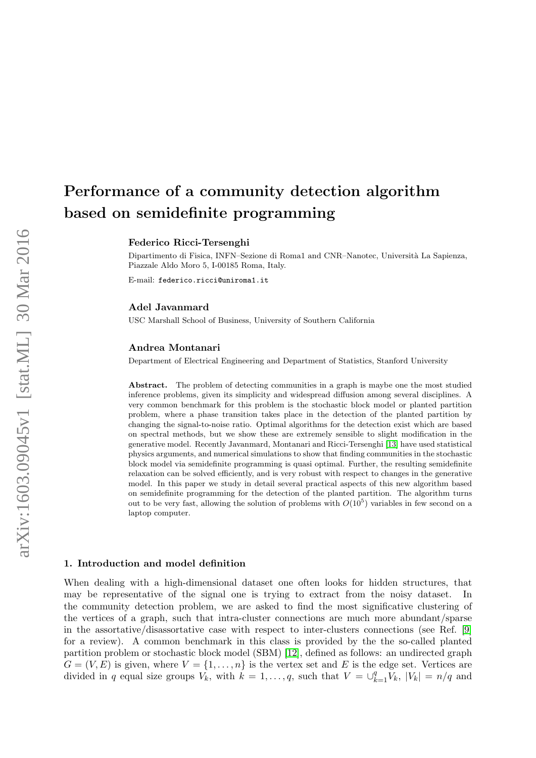# Performance of a community detection algorithm based on semidefinite programming

**Federico Ricci-Tersenghi**

Dipartimento di Fisica, INFN–Sezione di Roma1 and CNR–Nanotec, Università La Sapienza, Piazzale Aldo Moro 5, I-00185 Roma, Italy.

E-mail: `federico.ricci@uniroma1.it`

**Adel Javanmard**

USC Marshall School of Business, University of Southern California

**Andrea Montanari**

Department of Electrical Engineering and Department of Statistics, Stanford University

**Abstract.** The problem of detecting communities in a graph is maybe one the most studied inference problems, given its simplicity and widespread diffusion among several disciplines. A very common benchmark for this problem is the stochastic block model or planted partition problem, where a phase transition takes place in the detection of the planted partition by changing the signal-to-noise ratio. Optimal algorithms for the detection exist which are based on spectral methods, but we show these are extremely sensible to slight modification in the generative model. Recently Javanmard, Montanari and Ricci-Tersenghi [13] have used statistical physics arguments, and numerical simulations to show that finding communities in the stochastic block model via semidefinite programming is quasi optimal. Further, the resulting semidefinite relaxation can be solved efficiently, and is very robust with respect to changes in the generative model. In this paper we study in detail several practical aspects of this new algorithm based on semidefinite programming for the detection of the planted partition. The algorithm turns out to be very fast, allowing the solution of problems with $O(10^5)$ variables in few second on a laptop computer.

## 1. Introduction and model definition

When dealing with a high-dimensional dataset one often looks for hidden structures, that may be representative of the signal one is trying to extract from the noisy dataset. In the community detection problem, we are asked to find the most significative clustering of the vertices of a graph, such that intra-cluster connections are much more abundant/sparse in the assortative/disassortative case with respect to inter-clusters connections (see Ref. [9] for a review). A common benchmark in this class is provided by the the so-called planted partition problem or stochastic block model (SBM) [12], defined as follows: an undirected graph $G = (V, E)$ is given, where $V = \{1, \ldots, n\}$ is the vertex set and $E$ is the edge set. Vertices are divided in $q$ equal size groups $V_k$, with $k = 1, \ldots, q$, such that $V = \cup_{k=1}^{q} V_k$, $|V_k| = n/q$ and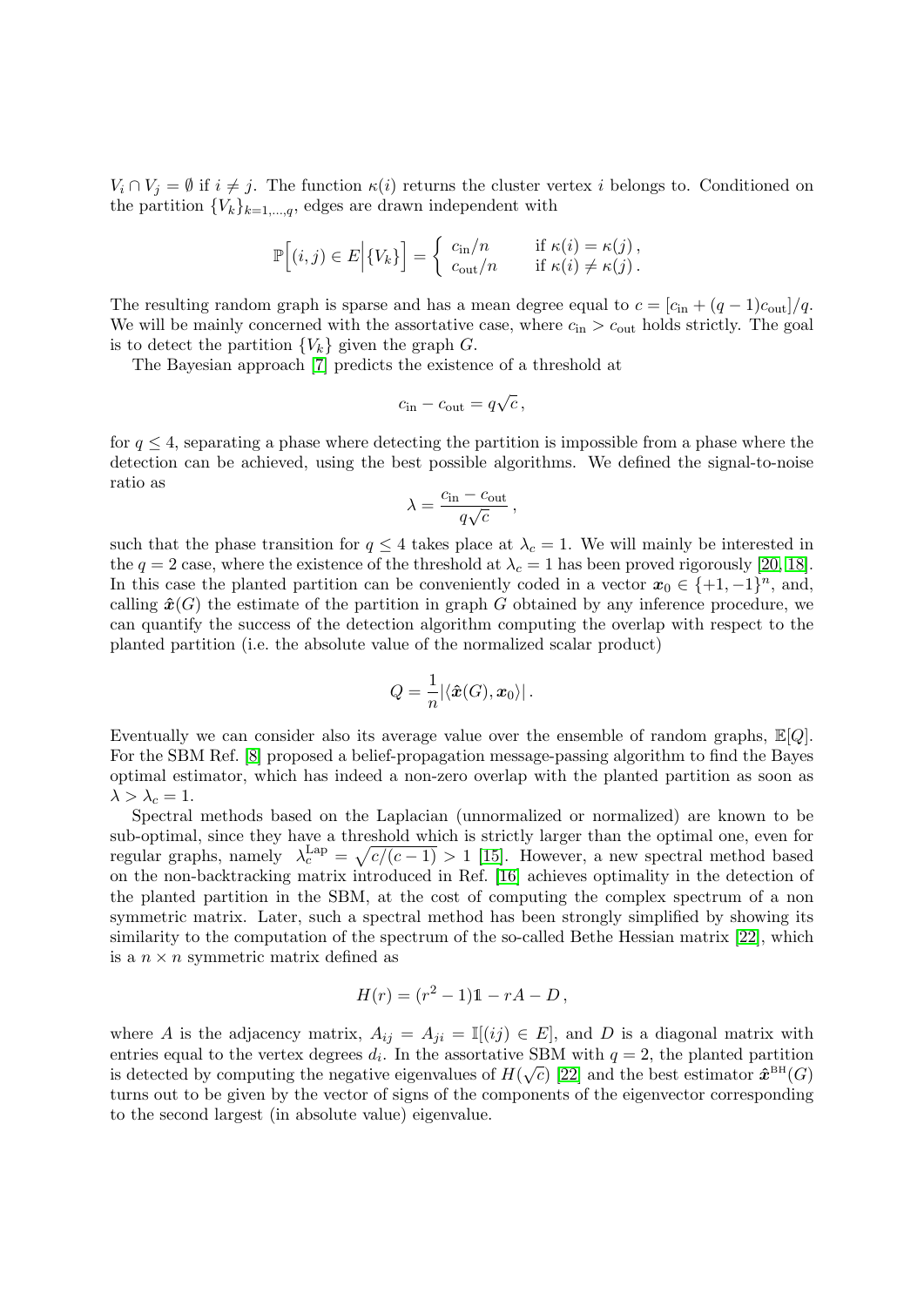$V_i \cap V_j = \emptyset$ if $i \neq j$. The function $\kappa(i)$ returns the cluster vertex $i$ belongs to. Conditioned on the partition $\{V_k\}_{k=1,\dots,q}$, edges are drawn independent with

$$\mathbb{P}\Big[(i,j) \in E \Big| \{V_k\}\Big] = \begin{cases} c_{\text{in}}/n & \text{if } \kappa(i) = \kappa(j)\,, \\ c_{\text{out}}/n & \text{if } \kappa(i) \neq \kappa(j)\,. \end{cases}$$

The resulting random graph is sparse and has a mean degree equal to $c = [c_{\text{in}} + (q-1)c_{\text{out}}]/q$. We will be mainly concerned with the assortative case, where $c_{\text{in}} > c_{\text{out}}$ holds strictly. The goal is to detect the partition $\{V_k\}$ given the graph $G$.

The Bayesian approach [7] predicts the existence of a threshold at

$$c_{\text{in}} - c_{\text{out}} = q\sqrt{c}\,,$$

for $q \leq 4$, separating a phase where detecting the partition is impossible from a phase where the detection can be achieved, using the best possible algorithms. We defined the signal-to-noise ratio as

$$\lambda = \frac{c_{\text{in}} - c_{\text{out}}}{q\sqrt{c}}\,,$$

such that the phase transition for $q \leq 4$ takes place at $\lambda_c = 1$. We will mainly be interested in the $q = 2$ case, where the existence of the threshold at $\lambda_c = 1$ has been proved rigorously [20, 18]. In this case the planted partition can be conveniently coded in a vector $\boldsymbol{x}_0 \in \{+1, -1\}^n$, and, calling $\hat{\boldsymbol{x}}(G)$ the estimate of the partition in graph $G$ obtained by any inference procedure, we can quantify the success of the detection algorithm computing the overlap with respect to the planted partition (i.e. the absolute value of the normalized scalar product)

$$Q = \frac{1}{n}|\langle \hat{\boldsymbol{x}}(G), \boldsymbol{x}_0 \rangle|\,.$$

Eventually we can consider also its average value over the ensemble of random graphs, $\mathbb{E}[Q]$. For the SBM Ref. [8] proposed a belief-propagation message-passing algorithm to find the Bayes optimal estimator, which has indeed a non-zero overlap with the planted partition as soon as $\lambda > \lambda_c = 1$.

Spectral methods based on the Laplacian (unnormalized or normalized) are known to be sub-optimal, since they have a threshold which is strictly larger than the optimal one, even for regular graphs, namely $\lambda_c^{\text{Lap}} = \sqrt{c/(c-1)} > 1$ [15]. However, a new spectral method based on the non-backtracking matrix introduced in Ref. [16] achieves optimality in the detection of the planted partition in the SBM, at the cost of computing the complex spectrum of a non symmetric matrix. Later, such a spectral method has been strongly simplified by showing its similarity to the computation of the spectrum of the so-called Bethe Hessian matrix [22], which is a $n \times n$ symmetric matrix defined as

$$H(r) = (r^2 - 1)\mathbb{1} - rA - D\,,$$

where $A$ is the adjacency matrix, $A_{ij} = A_{ji} = \mathbb{I}[(ij) \in E]$, and $D$ is a diagonal matrix with entries equal to the vertex degrees $d_i$. In the assortative SBM with $q = 2$, the planted partition is detected by computing the negative eigenvalues of $H(\sqrt{c})$ [22] and the best estimator $\hat{\boldsymbol{x}}^{\text{BH}}(G)$ turns out to be given by the vector of signs of the components of the eigenvector corresponding to the second largest (in absolute value) eigenvalue.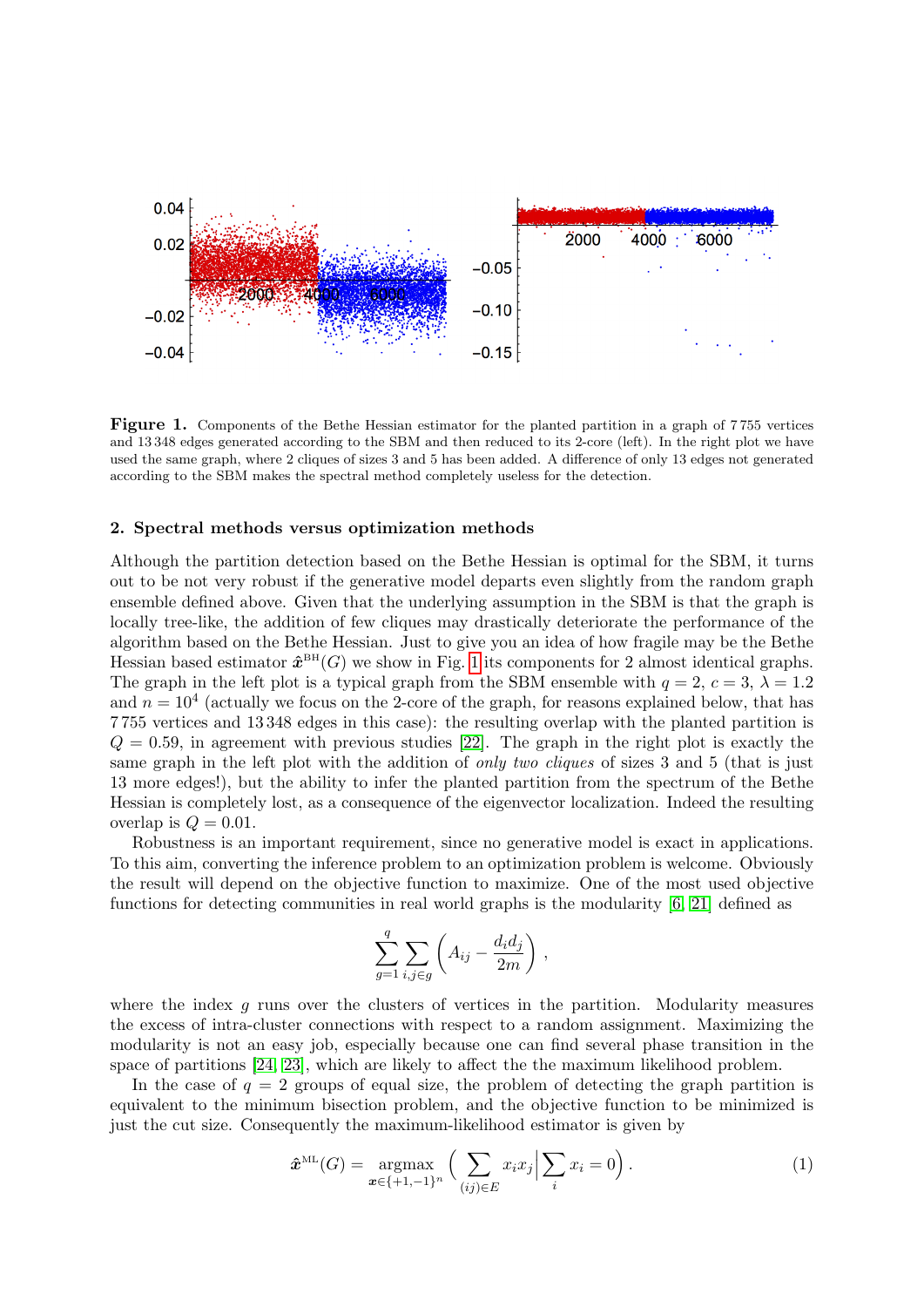**Figure 1.** Components of the Bethe Hessian estimator for the planted partition in a graph of 7 755 vertices and 13 348 edges generated according to the SBM and then reduced to its 2-core (left). In the right plot we have used the same graph, where 2 cliques of sizes 3 and 5 has been added. A difference of only 13 edges not generated according to the SBM makes the spectral method completely useless for the detection.

## 2. Spectral methods versus optimization methods

Although the partition detection based on the Bethe Hessian is optimal for the SBM, it turns out to be not very robust if the generative model departs even slightly from the random graph ensemble defined above. Given that the underlying assumption in the SBM is that the graph is locally tree-like, the addition of few cliques may drastically deteriorate the performance of the algorithm based on the Bethe Hessian. Just to give you an idea of how fragile may be the Bethe Hessian based estimator $\hat{\boldsymbol{x}}^{\text{BH}}(G)$ we show in Fig. 1 its components for 2 almost identical graphs. The graph in the left plot is a typical graph from the SBM ensemble with $q = 2$, $c = 3$, $\lambda = 1.2$ and $n = 10^4$ (actually we focus on the 2-core of the graph, for reasons explained below, that has 7 755 vertices and 13 348 edges in this case): the resulting overlap with the planted partition is $Q = 0.59$, in agreement with previous studies [22]. The graph in the right plot is exactly the same graph in the left plot with the addition of *only two cliques* of sizes 3 and 5 (that is just 13 more edges!), but the ability to infer the planted partition from the spectrum of the Bethe Hessian is completely lost, as a consequence of the eigenvector localization. Indeed the resulting overlap is $Q = 0.01$.

Robustness is an important requirement, since no generative model is exact in applications. To this aim, converting the inference problem to an optimization problem is welcome. Obviously the result will depend on the objective function to maximize. One of the most used objective functions for detecting communities in real world graphs is the modularity [6, 21] defined as

$$\sum_{g=1}^{q} \sum_{i,j \in g} \left( A_{ij} - \frac{d_i d_j}{2m} \right) ,$$

where the index $g$ runs over the clusters of vertices in the partition. Modularity measures the excess of intra-cluster connections with respect to a random assignment. Maximizing the modularity is not an easy job, especially because one can find several phase transition in the space of partitions [24, 23], which are likely to affect the the maximum likelihood problem.

In the case of $q = 2$ groups of equal size, the problem of detecting the graph partition is equivalent to the minimum bisection problem, and the objective function to be minimized is just the cut size. Consequently the maximum-likelihood estimator is given by

$$\hat{\boldsymbol{x}}^{\text{ML}}(G) = \underset{\boldsymbol{x} \in \{+1,-1\}^n}{\operatorname{argmax}} \left( \sum_{(ij) \in E} x_i x_j \middle| \sum_i x_i = 0 \right) . \tag{1}$$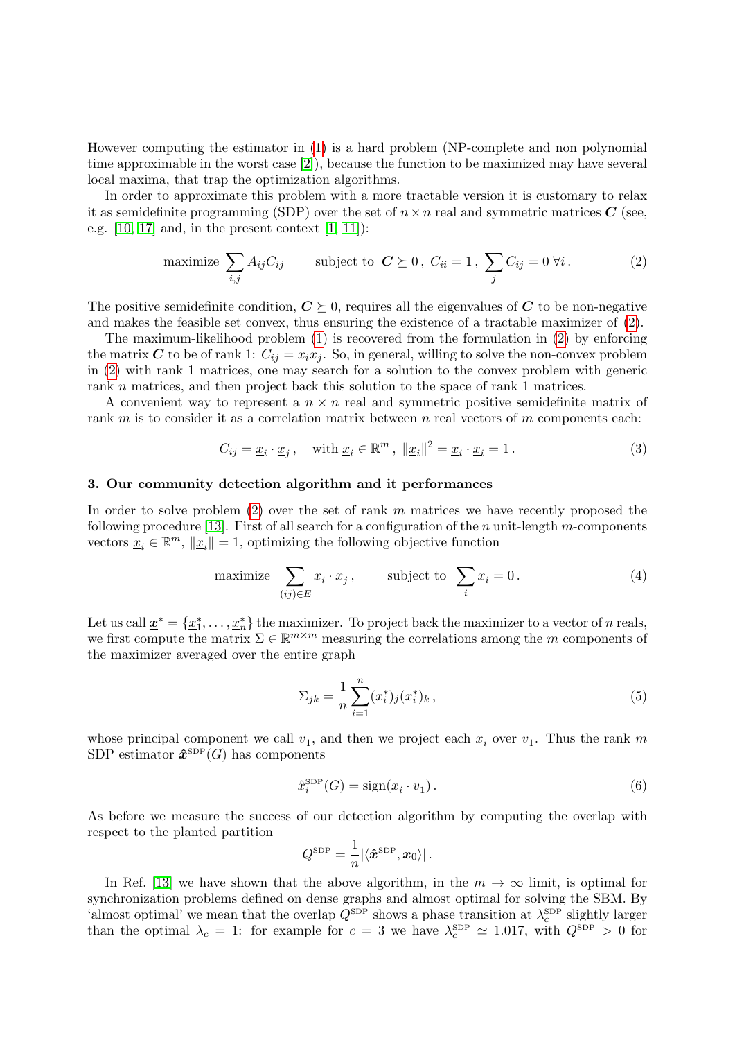However computing the estimator in (1) is a hard problem (NP-complete and non polynomial time approximable in the worst case [2]), because the function to be maximized may have several local maxima, that trap the optimization algorithms.

In order to approximate this problem with a more tractable version it is customary to relax it as semidefinite programming (SDP) over the set of $n \times n$ real and symmetric matrices $\boldsymbol{C}$ (see, e.g. [10, 17] and, in the present context [1, 11]):

$$\text{maximize } \sum_{i,j} A_{ij} C_{ij} \qquad \text{subject to } \boldsymbol{C} \succeq 0\,,\; C_{ii} = 1\,,\; \sum_j C_{ij} = 0 \;\forall i\,. \tag{2}$$

The positive semidefinite condition, $\boldsymbol{C} \succeq 0$, requires all the eigenvalues of $\boldsymbol{C}$ to be non-negative and makes the feasible set convex, thus ensuring the existence of a tractable maximizer of (2).

The maximum-likelihood problem (1) is recovered from the formulation in (2) by enforcing the matrix $\boldsymbol{C}$ to be of rank 1: $C_{ij} = x_i x_j$. So, in general, willing to solve the non-convex problem in (2) with rank 1 matrices, one may search for a solution to the convex problem with generic rank $n$ matrices, and then project back this solution to the space of rank 1 matrices.

A convenient way to represent a $n \times n$ real and symmetric positive semidefinite matrix of rank $m$ is to consider it as a correlation matrix between $n$ real vectors of $m$ components each:

$$C_{ij} = \underline{x}_i \cdot \underline{x}_j\,, \quad \text{with } \underline{x}_i \in \mathbb{R}^m,\; \|\underline{x}_i\|^2 = \underline{x}_i \cdot \underline{x}_i = 1\,. \tag{3}$$

### 3. Our community detection algorithm and it performances

In order to solve problem (2) over the set of rank $m$ matrices we have recently proposed the following procedure [13]. First of all search for a configuration of the $n$ unit-length $m$-components vectors $\underline{x}_i \in \mathbb{R}^m$, $\|\underline{x}_i\| = 1$, optimizing the following objective function

$$\text{maximize } \sum_{(ij)\in E} \underline{x}_i \cdot \underline{x}_j\,, \qquad \text{subject to } \sum_i \underline{x}_i = \underline{0}\,. \tag{4}$$

Let us call $\underline{\boldsymbol{x}}^* = \{\underline{x}_1^*, \ldots, \underline{x}_n^*\}$ the maximizer. To project back the maximizer to a vector of $n$ reals, we first compute the matrix $\Sigma \in \mathbb{R}^{m\times m}$ measuring the correlations among the $m$ components of the maximizer averaged over the entire graph

$$\Sigma_{jk} = \frac{1}{n}\sum_{i=1}^{n} (\underline{x}_i^*)_j (\underline{x}_i^*)_k\,, \tag{5}$$

whose principal component we call $\underline{v}_1$, and then we project each $\underline{x}_i$ over $\underline{v}_1$. Thus the rank $m$ SDP estimator $\hat{\boldsymbol{x}}^{\text{SDP}}(G)$ has components

$$\hat{x}_i^{\text{SDP}}(G) = \text{sign}(\underline{x}_i \cdot \underline{v}_1)\,. \tag{6}$$

As before we measure the success of our detection algorithm by computing the overlap with respect to the planted partition

$$Q^{\text{SDP}} = \frac{1}{n}|\langle \hat{\boldsymbol{x}}^{\text{SDP}}, \boldsymbol{x}_0\rangle|\,.$$

In Ref. [13] we have shown that the above algorithm, in the $m \to \infty$ limit, is optimal for synchronization problems defined on dense graphs and almost optimal for solving the SBM. By 'almost optimal' we mean that the overlap $Q^{\text{SDP}}$ shows a phase transition at $\lambda_c^{\text{SDP}}$ slightly larger than the optimal $\lambda_c = 1$: for example for $c = 3$ we have $\lambda_c^{\text{SDP}} \simeq 1.017$, with $Q^{\text{SDP}} > 0$ for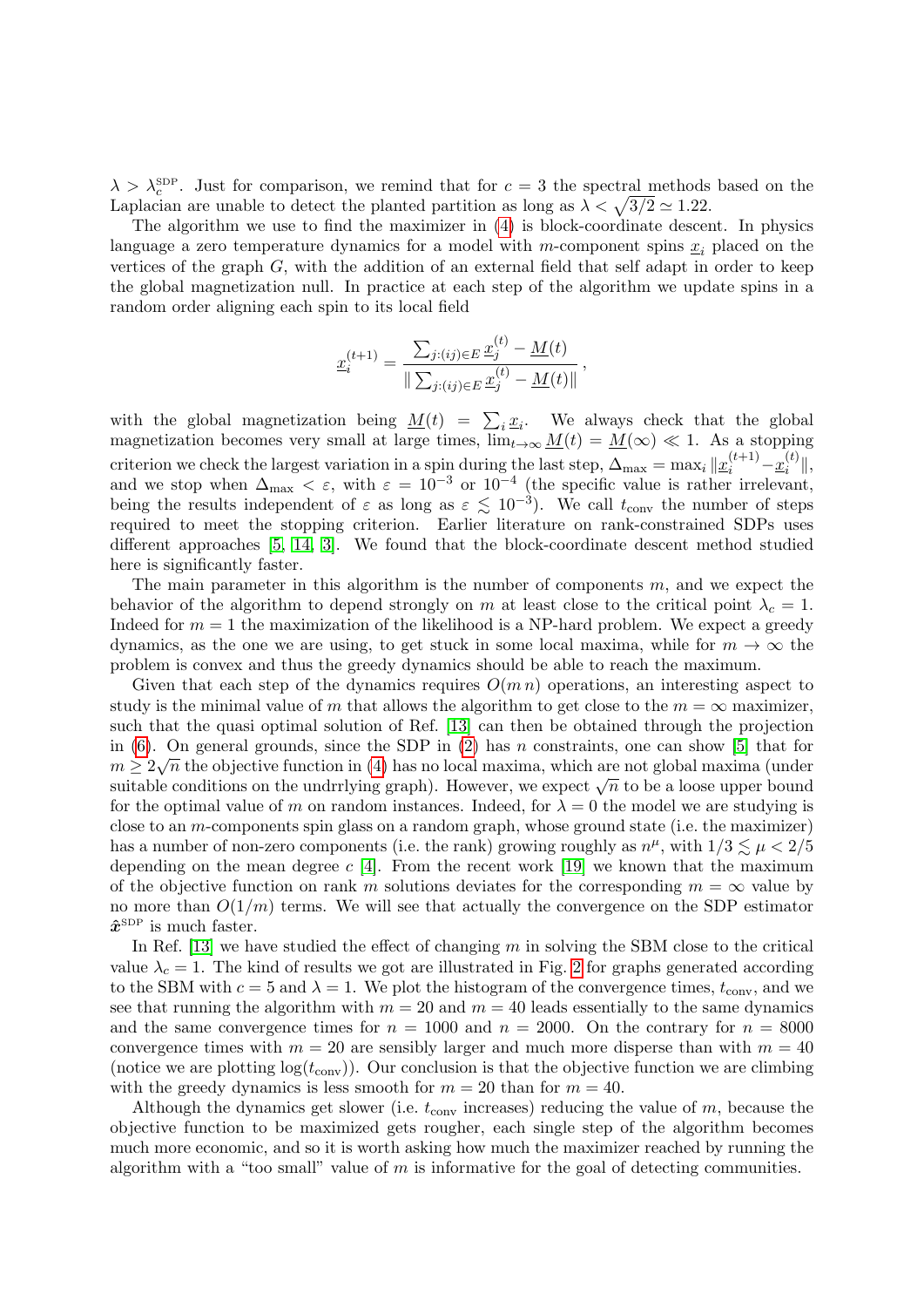$\lambda > \lambda_c^{\rm SDP}$. Just for comparison, we remind that for $c = 3$ the spectral methods based on the Laplacian are unable to detect the planted partition as long as $\lambda < \sqrt{3/2} \simeq 1.22$.

The algorithm we use to find the maximizer in (4) is block-coordinate descent. In physics language a zero temperature dynamics for a model with $m$-component spins $\underline{x}_i$ placed on the vertices of the graph $G$, with the addition of an external field that self adapt in order to keep the global magnetization null. In practice at each step of the algorithm we update spins in a random order aligning each spin to its local field

$$\underline{x}_i^{(t+1)} = \frac{\sum_{j:(ij)\in E} \underline{x}_j^{(t)} - \underline{M}(t)}{\| \sum_{j:(ij)\in E} \underline{x}_j^{(t)} - \underline{M}(t)\|} \, ,$$

with the global magnetization being $\underline{M}(t) = \sum_i \underline{x}_i$. We always check that the global magnetization becomes very small at large times, $\lim_{t\to\infty} \underline{M}(t) = \underline{M}(\infty) \ll 1$. As a stopping criterion we check the largest variation in a spin during the last step, $\Delta_{\max} = \max_i \|\underline{x}_i^{(t+1)} - \underline{x}_i^{(t)}\|$, and we stop when $\Delta_{\max} < \varepsilon$, with $\varepsilon = 10^{-3}$ or $10^{-4}$ (the specific value is rather irrelevant, being the results independent of $\varepsilon$ as long as $\varepsilon \lesssim 10^{-3}$). We call $t_{\rm conv}$ the number of steps required to meet the stopping criterion. Earlier literature on rank-constrained SDPs uses different approaches [5, 14, 3]. We found that the block-coordinate descent method studied here is significantly faster.

The main parameter in this algorithm is the number of components $m$, and we expect the behavior of the algorithm to depend strongly on $m$ at least close to the critical point $\lambda_c = 1$. Indeed for $m = 1$ the maximization of the likelihood is a NP-hard problem. We expect a greedy dynamics, as the one we are using, to get stuck in some local maxima, while for $m \to \infty$ the problem is convex and thus the greedy dynamics should be able to reach the maximum.

Given that each step of the dynamics requires $O(m\, n)$ operations, an interesting aspect to study is the minimal value of $m$ that allows the algorithm to get close to the $m = \infty$ maximizer, such that the quasi optimal solution of Ref. [13] can then be obtained through the projection in (6). On general grounds, since the SDP in (2) has $n$ constraints, one can show [5] that for $m \geq 2\sqrt{n}$ the objective function in (4) has no local maxima, which are not global maxima (under suitable conditions on the undrrlying graph). However, we expect $\sqrt{n}$ to be a loose upper bound for the optimal value of $m$ on random instances. Indeed, for $\lambda = 0$ the model we are studying is close to an $m$-components spin glass on a random graph, whose ground state (i.e. the maximizer) has a number of non-zero components (i.e. the rank) growing roughly as $n^\mu$, with $1/3 \lesssim \mu < 2/5$ depending on the mean degree $c$ [4]. From the recent work [19] we known that the maximum of the objective function on rank $m$ solutions deviates for the corresponding $m = \infty$ value by no more than $O(1/m)$ terms. We will see that actually the convergence on the SDP estimator $\hat{\boldsymbol{x}}^{\rm SDP}$ is much faster.

In Ref. [13] we have studied the effect of changing $m$ in solving the SBM close to the critical value $\lambda_c = 1$. The kind of results we got are illustrated in Fig. 2 for graphs generated according to the SBM with $c = 5$ and $\lambda = 1$. We plot the histogram of the convergence times, $t_{\rm conv}$, and we see that running the algorithm with $m = 20$ and $m = 40$ leads essentially to the same dynamics and the same convergence times for $n = 1000$ and $n = 2000$. On the contrary for $n = 8000$ convergence times with $m = 20$ are sensibly larger and much more disperse than with $m = 40$ (notice we are plotting $\log(t_{\rm conv})$). Our conclusion is that the objective function we are climbing with the greedy dynamics is less smooth for $m = 20$ than for $m = 40$.

Although the dynamics get slower (i.e. $t_{\rm conv}$ increases) reducing the value of $m$, because the objective function to be maximized gets rougher, each single step of the algorithm becomes much more economic, and so it is worth asking how much the maximizer reached by running the algorithm with a "too small" value of $m$ is informative for the goal of detecting communities.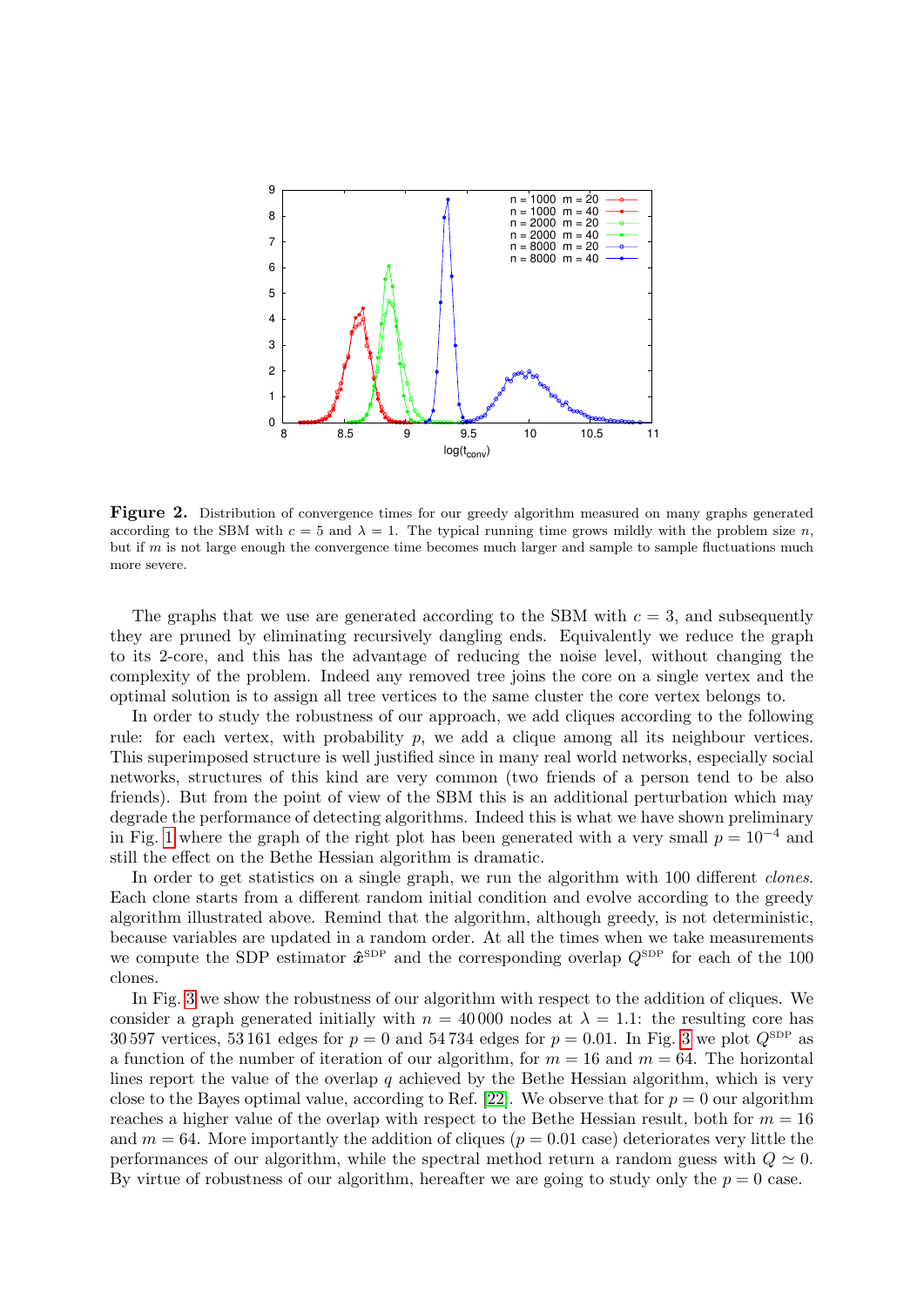**Figure 2.** Distribution of convergence times for our greedy algorithm measured on many graphs generated according to the SBM with $c = 5$ and $\lambda = 1$. The typical running time grows mildly with the problem size $n$, but if $m$ is not large enough the convergence time becomes much larger and sample to sample fluctuations much more severe.

The graphs that we use are generated according to the SBM with $c = 3$, and subsequently they are pruned by eliminating recursively dangling ends. Equivalently we reduce the graph to its 2-core, and this has the advantage of reducing the noise level, without changing the complexity of the problem. Indeed any removed tree joins the core on a single vertex and the optimal solution is to assign all tree vertices to the same cluster the core vertex belongs to.

In order to study the robustness of our approach, we add cliques according to the following rule: for each vertex, with probability $p$, we add a clique among all its neighbour vertices. This superimposed structure is well justified since in many real world networks, especially social networks, structures of this kind are very common (two friends of a person tend to be also friends). But from the point of view of the SBM this is an additional perturbation which may degrade the performance of detecting algorithms. Indeed this is what we have shown preliminary in Fig. 1 where the graph of the right plot has been generated with a very small $p = 10^{-4}$ and still the effect on the Bethe Hessian algorithm is dramatic.

In order to get statistics on a single graph, we run the algorithm with 100 different *clones*. Each clone starts from a different random initial condition and evolve according to the greedy algorithm illustrated above. Remind that the algorithm, although greedy, is not deterministic, because variables are updated in a random order. At all the times when we take measurements we compute the SDP estimator $\hat{\boldsymbol{x}}^{\text{SDP}}$ and the corresponding overlap $Q^{\text{SDP}}$ for each of the 100 clones.

In Fig. 3 we show the robustness of our algorithm with respect to the addition of cliques. We consider a graph generated initially with $n = 40\,000$ nodes at $\lambda = 1.1$: the resulting core has $30\,597$ vertices, $53\,161$ edges for $p = 0$ and $54\,734$ edges for $p = 0.01$. In Fig. 3 we plot $Q^{\text{SDP}}$ as a function of the number of iteration of our algorithm, for $m = 16$ and $m = 64$. The horizontal lines report the value of the overlap $q$ achieved by the Bethe Hessian algorithm, which is very close to the Bayes optimal value, according to Ref. [22]. We observe that for $p = 0$ our algorithm reaches a higher value of the overlap with respect to the Bethe Hessian result, both for $m = 16$ and $m = 64$. More importantly the addition of cliques ($p = 0.01$ case) deteriorates very little the performances of our algorithm, while the spectral method return a random guess with $Q \simeq 0$. By virtue of robustness of our algorithm, hereafter we are going to study only the $p = 0$ case.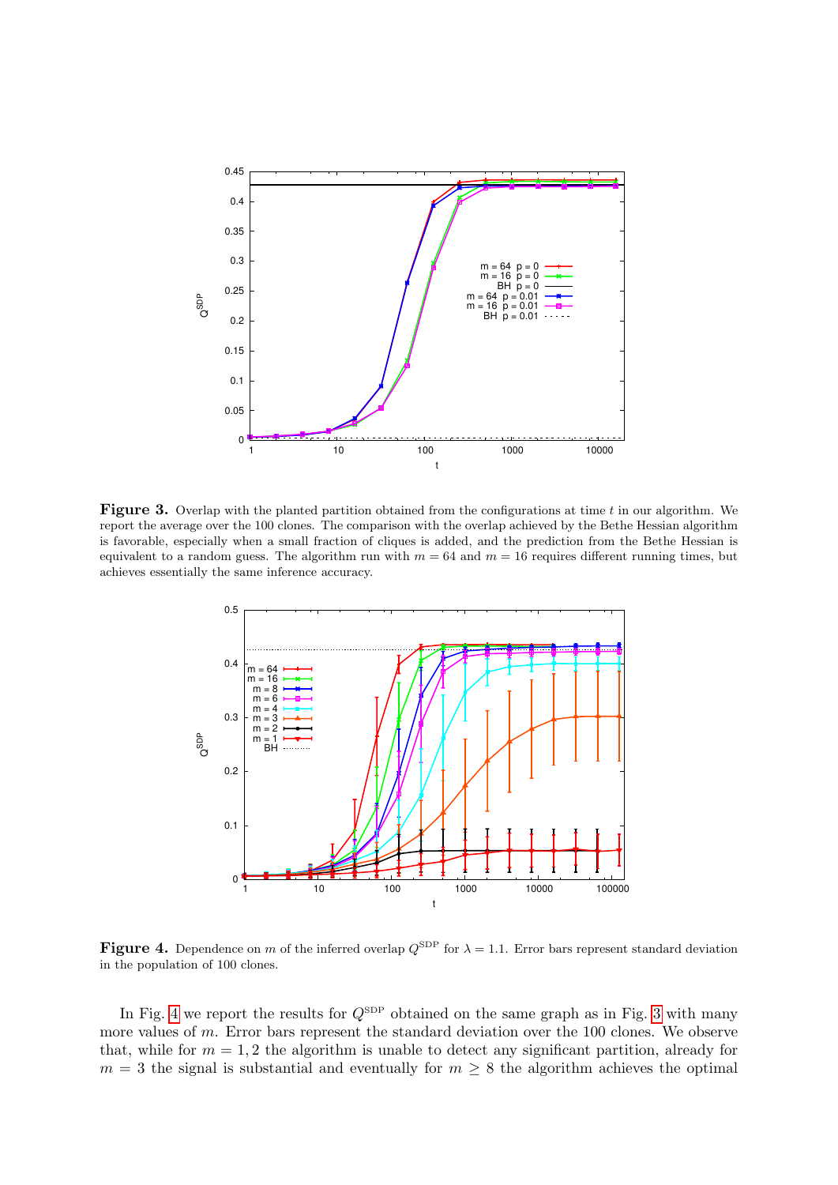**Figure 3.** Overlap with the planted partition obtained from the configurations at time $t$ in our algorithm. We report the average over the 100 clones. The comparison with the overlap achieved by the Bethe Hessian algorithm is favorable, especially when a small fraction of cliques is added, and the prediction from the Bethe Hessian is equivalent to a random guess. The algorithm run with $m = 64$ and $m = 16$ requires different running times, but achieves essentially the same inference accuracy.

**Figure 4.** Dependence on $m$ of the inferred overlap $Q^{\text{SDP}}$ for $\lambda = 1.1$. Error bars represent standard deviation in the population of 100 clones.

In Fig. 4 we report the results for $Q^{\text{SDP}}$ obtained on the same graph as in Fig. 3 with many more values of $m$. Error bars represent the standard deviation over the 100 clones. We observe that, while for $m = 1, 2$ the algorithm is unable to detect any significant partition, already for $m = 3$ the signal is substantial and eventually for $m \geq 8$ the algorithm achieves the optimal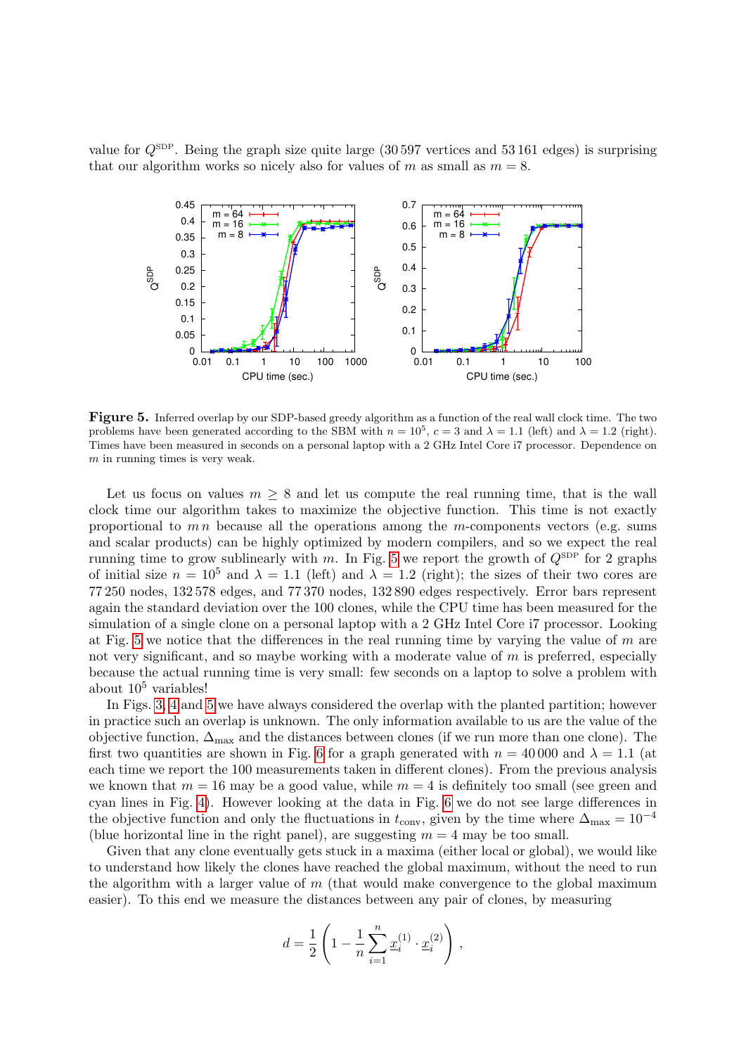value for $Q^{\text{SDP}}$. Being the graph size quite large (30 597 vertices and 53 161 edges) is surprising that our algorithm works so nicely also for values of $m$ as small as $m = 8$.

**Figure 5.** Inferred overlap by our SDP-based greedy algorithm as a function of the real wall clock time. The two problems have been generated according to the SBM with $n = 10^5$, $c = 3$ and $\lambda = 1.1$ (left) and $\lambda = 1.2$ (right). Times have been measured in seconds on a personal laptop with a 2 GHz Intel Core i7 processor. Dependence on $m$ in running times is very weak.

Let us focus on values $m \geq 8$ and let us compute the real running time, that is the wall clock time our algorithm takes to maximize the objective function. This time is not exactly proportional to $m\,n$ because all the operations among the $m$-components vectors (e.g. sums and scalar products) can be highly optimized by modern compilers, and so we expect the real running time to grow sublinearly with $m$. In Fig. 5 we report the growth of $Q^{\text{SDP}}$ for 2 graphs of initial size $n = 10^5$ and $\lambda = 1.1$ (left) and $\lambda = 1.2$ (right); the sizes of their two cores are 77 250 nodes, 132 578 edges, and 77 370 nodes, 132 890 edges respectively. Error bars represent again the standard deviation over the 100 clones, while the CPU time has been measured for the simulation of a single clone on a personal laptop with a 2 GHz Intel Core i7 processor. Looking at Fig. 5 we notice that the differences in the real running time by varying the value of $m$ are not very significant, and so maybe working with a moderate value of $m$ is preferred, especially because the actual running time is very small: few seconds on a laptop to solve a problem with about $10^5$ variables!

In Figs. 3, 4 and 5 we have always considered the overlap with the planted partition; however in practice such an overlap is unknown. The only information available to us are the value of the objective function, $\Delta_{\max}$ and the distances between clones (if we run more than one clone). The first two quantities are shown in Fig. 6 for a graph generated with $n = 40\,000$ and $\lambda = 1.1$ (at each time we report the 100 measurements taken in different clones). From the previous analysis we known that $m = 16$ may be a good value, while $m = 4$ is definitely too small (see green and cyan lines in Fig. 4). However looking at the data in Fig. 6 we do not see large differences in the objective function and only the fluctuations in $t_{\text{conv}}$, given by the time where $\Delta_{\max} = 10^{-4}$ (blue horizontal line in the right panel), are suggesting $m = 4$ may be too small.

Given that any clone eventually gets stuck in a maxima (either local or global), we would like to understand how likely the clones have reached the global maximum, without the need to run the algorithm with a larger value of $m$ (that would make convergence to the global maximum easier). To this end we measure the distances between any pair of clones, by measuring

$$d = \frac{1}{2}\left(1 - \frac{1}{n}\sum_{i=1}^{n} \underline{x}_i^{(1)} \cdot \underline{x}_i^{(2)}\right) ,$$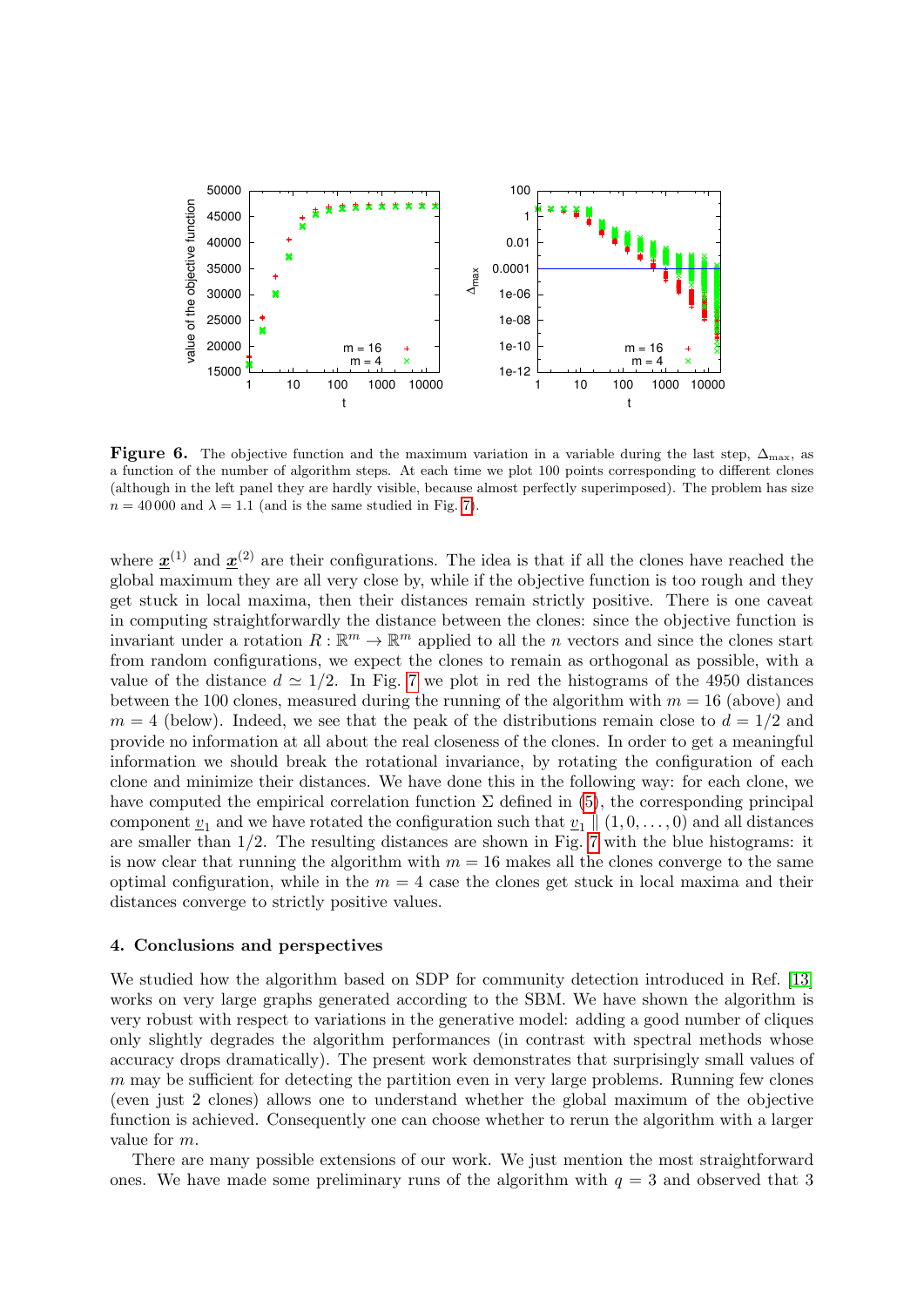**Figure 6.** The objective function and the maximum variation in a variable during the last step, $\Delta_{\max}$, as a function of the number of algorithm steps. At each time we plot 100 points corresponding to different clones (although in the left panel they are hardly visible, because almost perfectly superimposed). The problem has size $n = 40\,000$ and $\lambda = 1.1$ (and is the same studied in Fig. 7).

where $\underline{\boldsymbol{x}}^{(1)}$ and $\underline{\boldsymbol{x}}^{(2)}$ are their configurations. The idea is that if all the clones have reached the global maximum they are all very close by, while if the objective function is too rough and they get stuck in local maxima, then their distances remain strictly positive. There is one caveat in computing straightforwardly the distance between the clones: since the objective function is invariant under a rotation $R : \mathbb{R}^m \to \mathbb{R}^m$ applied to all the $n$ vectors and since the clones start from random configurations, we expect the clones to remain as orthogonal as possible, with a value of the distance $d \simeq 1/2$. In Fig. 7 we plot in red the histograms of the 4950 distances between the 100 clones, measured during the running of the algorithm with $m = 16$ (above) and $m = 4$ (below). Indeed, we see that the peak of the distributions remain close to $d = 1/2$ and provide no information at all about the real closeness of the clones. In order to get a meaningful information we should break the rotational invariance, by rotating the configuration of each clone and minimize their distances. We have done this in the following way: for each clone, we have computed the empirical correlation function $\Sigma$ defined in (5), the corresponding principal component $\underline{v}_1$ and we have rotated the configuration such that $\underline{v}_1 \parallel (1, 0, \ldots, 0)$ and all distances are smaller than $1/2$. The resulting distances are shown in Fig. 7 with the blue histograms: it is now clear that running the algorithm with $m = 16$ makes all the clones converge to the same optimal configuration, while in the $m = 4$ case the clones get stuck in local maxima and their distances converge to strictly positive values.

## 4. Conclusions and perspectives

We studied how the algorithm based on SDP for community detection introduced in Ref. [13] works on very large graphs generated according to the SBM. We have shown the algorithm is very robust with respect to variations in the generative model: adding a good number of cliques only slightly degrades the algorithm performances (in contrast with spectral methods whose accuracy drops dramatically). The present work demonstrates that surprisingly small values of $m$ may be sufficient for detecting the partition even in very large problems. Running few clones (even just 2 clones) allows one to understand whether the global maximum of the objective function is achieved. Consequently one can choose whether to rerun the algorithm with a larger value for $m$.

There are many possible extensions of our work. We just mention the most straightforward ones. We have made some preliminary runs of the algorithm with $q = 3$ and observed that 3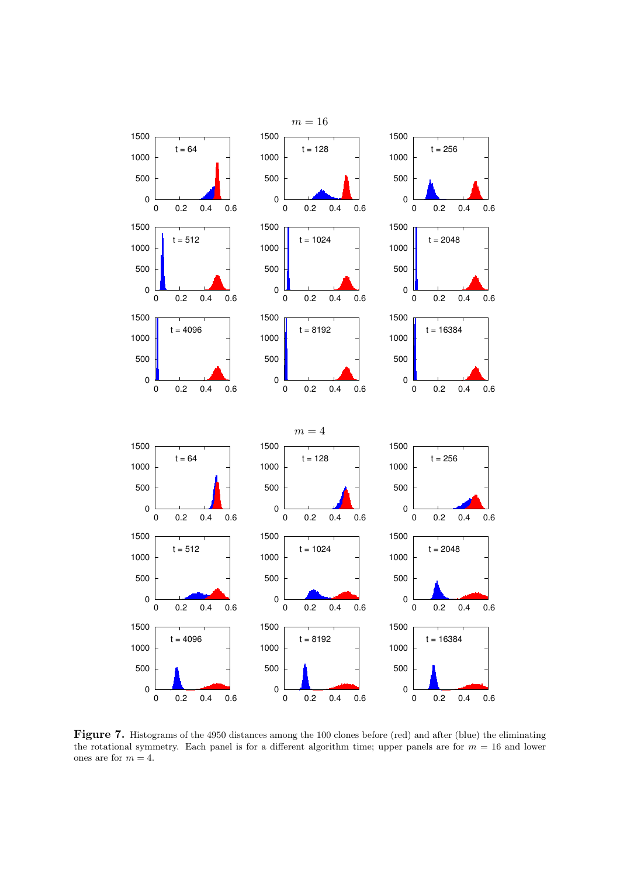**Figure 7.** Histograms of the 4950 distances among the 100 clones before (red) and after (blue) the eliminating the rotational symmetry. Each panel is for a different algorithm time; upper panels are for $m = 16$ and lower ones are for $m = 4$.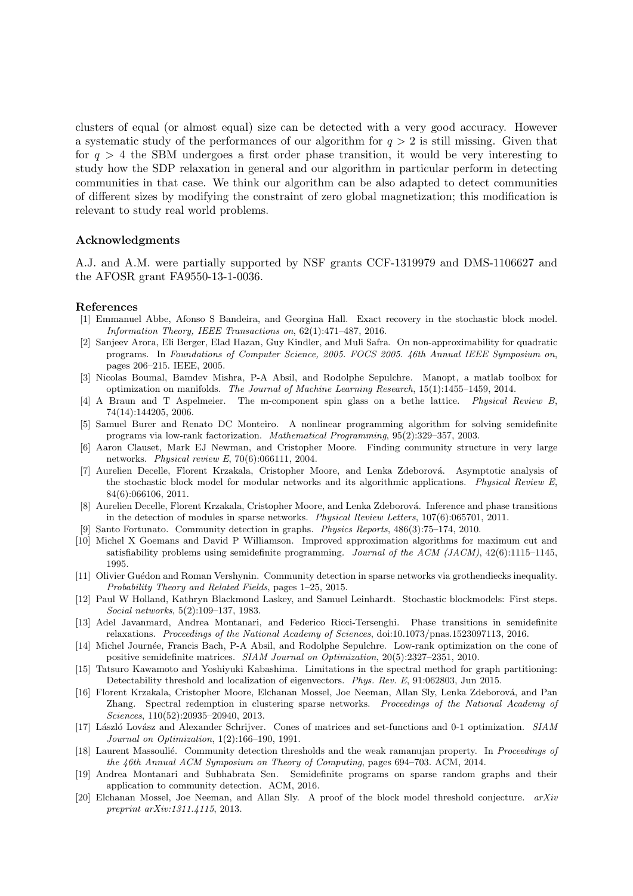clusters of equal (or almost equal) size can be detected with a very good accuracy. However a systematic study of the performances of our algorithm for $q > 2$ is still missing. Given that for $q > 4$ the SBM undergoes a first order phase transition, it would be very interesting to study how the SDP relaxation in general and our algorithm in particular perform in detecting communities in that case. We think our algorithm can be also adapted to detect communities of different sizes by modifying the constraint of zero global magnetization; this modification is relevant to study real world problems.

### Acknowledgments

A.J. and A.M. were partially supported by NSF grants CCF-1319979 and DMS-1106627 and the AFOSR grant FA9550-13-1-0036.

### References

[1] Emmanuel Abbe, Afonso S Bandeira, and Georgina Hall. Exact recovery in the stochastic block model. *Information Theory, IEEE Transactions on*, 62(1):471–487, 2016.

[2] Sanjeev Arora, Eli Berger, Elad Hazan, Guy Kindler, and Muli Safra. On non-approximability for quadratic programs. In *Foundations of Computer Science, 2005. FOCS 2005. 46th Annual IEEE Symposium on*, pages 206–215. IEEE, 2005.

[3] Nicolas Boumal, Bamdev Mishra, P-A Absil, and Rodolphe Sepulchre. Manopt, a matlab toolbox for optimization on manifolds. *The Journal of Machine Learning Research*, 15(1):1455–1459, 2014.

[4] A Braun and T Aspelmeier. The m-component spin glass on a bethe lattice. *Physical Review B*, 74(14):144205, 2006.

[5] Samuel Burer and Renato DC Monteiro. A nonlinear programming algorithm for solving semidefinite programs via low-rank factorization. *Mathematical Programming*, 95(2):329–357, 2003.

[6] Aaron Clauset, Mark EJ Newman, and Cristopher Moore. Finding community structure in very large networks. *Physical review E*, 70(6):066111, 2004.

[7] Aurelien Decelle, Florent Krzakala, Cristopher Moore, and Lenka Zdeborová. Asymptotic analysis of the stochastic block model for modular networks and its algorithmic applications. *Physical Review E*, 84(6):066106, 2011.

[8] Aurelien Decelle, Florent Krzakala, Cristopher Moore, and Lenka Zdeborová. Inference and phase transitions in the detection of modules in sparse networks. *Physical Review Letters*, 107(6):065701, 2011.

[9] Santo Fortunato. Community detection in graphs. *Physics Reports*, 486(3):75–174, 2010.

[10] Michel X Goemans and David P Williamson. Improved approximation algorithms for maximum cut and satisfiability problems using semidefinite programming. *Journal of the ACM (JACM)*, 42(6):1115–1145, 1995.

[11] Olivier Guédon and Roman Vershynin. Community detection in sparse networks via grothendiecks inequality. *Probability Theory and Related Fields*, pages 1–25, 2015.

[12] Paul W Holland, Kathryn Blackmond Laskey, and Samuel Leinhardt. Stochastic blockmodels: First steps. *Social networks*, 5(2):109–137, 1983.

[13] Adel Javanmard, Andrea Montanari, and Federico Ricci-Tersenghi. Phase transitions in semidefinite relaxations. *Proceedings of the National Academy of Sciences*, doi:10.1073/pnas.1523097113, 2016.

[14] Michel Journée, Francis Bach, P-A Absil, and Rodolphe Sepulchre. Low-rank optimization on the cone of positive semidefinite matrices. *SIAM Journal on Optimization*, 20(5):2327–2351, 2010.

[15] Tatsuro Kawamoto and Yoshiyuki Kabashima. Limitations in the spectral method for graph partitioning: Detectability threshold and localization of eigenvectors. *Phys. Rev. E*, 91:062803, Jun 2015.

[16] Florent Krzakala, Cristopher Moore, Elchanan Mossel, Joe Neeman, Allan Sly, Lenka Zdeborová, and Pan Zhang. Spectral redemption in clustering sparse networks. *Proceedings of the National Academy of Sciences*, 110(52):20935–20940, 2013.

[17] László Lovász and Alexander Schrijver. Cones of matrices and set-functions and 0-1 optimization. *SIAM Journal on Optimization*, 1(2):166–190, 1991.

[18] Laurent Massoulié. Community detection thresholds and the weak ramanujan property. In *Proceedings of the 46th Annual ACM Symposium on Theory of Computing*, pages 694–703. ACM, 2014.

[19] Andrea Montanari and Subhabrata Sen. Semidefinite programs on sparse random graphs and their application to community detection. ACM, 2016.

[20] Elchanan Mossel, Joe Neeman, and Allan Sly. A proof of the block model threshold conjecture. *arXiv preprint arXiv:1311.4115*, 2013.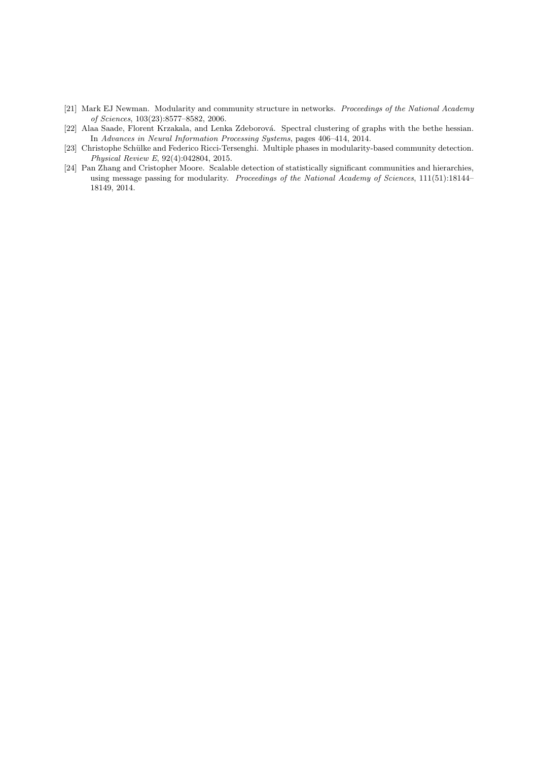[21] Mark EJ Newman. Modularity and community structure in networks. *Proceedings of the National Academy of Sciences*, 103(23):8577–8582, 2006.

[22] Alaa Saade, Florent Krzakala, and Lenka Zdeborová. Spectral clustering of graphs with the bethe hessian. In *Advances in Neural Information Processing Systems*, pages 406–414, 2014.

[23] Christophe Schülke and Federico Ricci-Tersenghi. Multiple phases in modularity-based community detection. *Physical Review E*, 92(4):042804, 2015.

[24] Pan Zhang and Cristopher Moore. Scalable detection of statistically significant communities and hierarchies, using message passing for modularity. *Proceedings of the National Academy of Sciences*, 111(51):18144–18149, 2014.